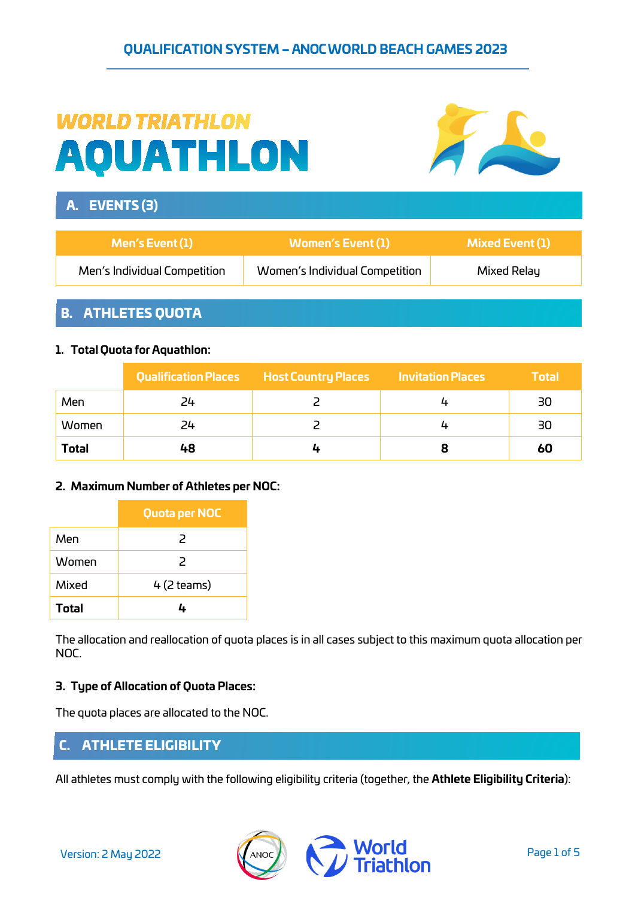# WORLD TRIATHLON AQUATHLON

## A. EVENTS (3)

| Men's Event (1) | Women's Event (1) | Mixed Event (1) |
| --- | --- | --- |
| Men's Individual Competition | Women's Individual Competition | Mixed Relay |

## B. ATHLETES QUOTA

### 1. Total Quota for Aquathlon:

| | Qualification Places | Host Country Places | Invitation Places | Total |
| --- | --- | --- | --- | --- |
| Men | 24 | 2 | 4 | 30 |
| Women | 24 | 2 | 4 | 30 |
| **Total** | **48** | **4** | **8** | **60** |

### 2. Maximum Number of Athletes per NOC:

| | Quota per NOC |
| --- | --- |
| Men | 2 |
| Women | 2 |
| Mixed | 4 (2 teams) |
| **Total** | **4** |

The allocation and reallocation of quota places is in all cases subject to this maximum quota allocation per NOC.

### 3. Type of Allocation of Quota Places:

The quota places are allocated to the NOC.

## C. ATHLETE ELIGIBILITY

All athletes must comply with the following eligibility criteria (together, the **Athlete Eligibility Criteria**):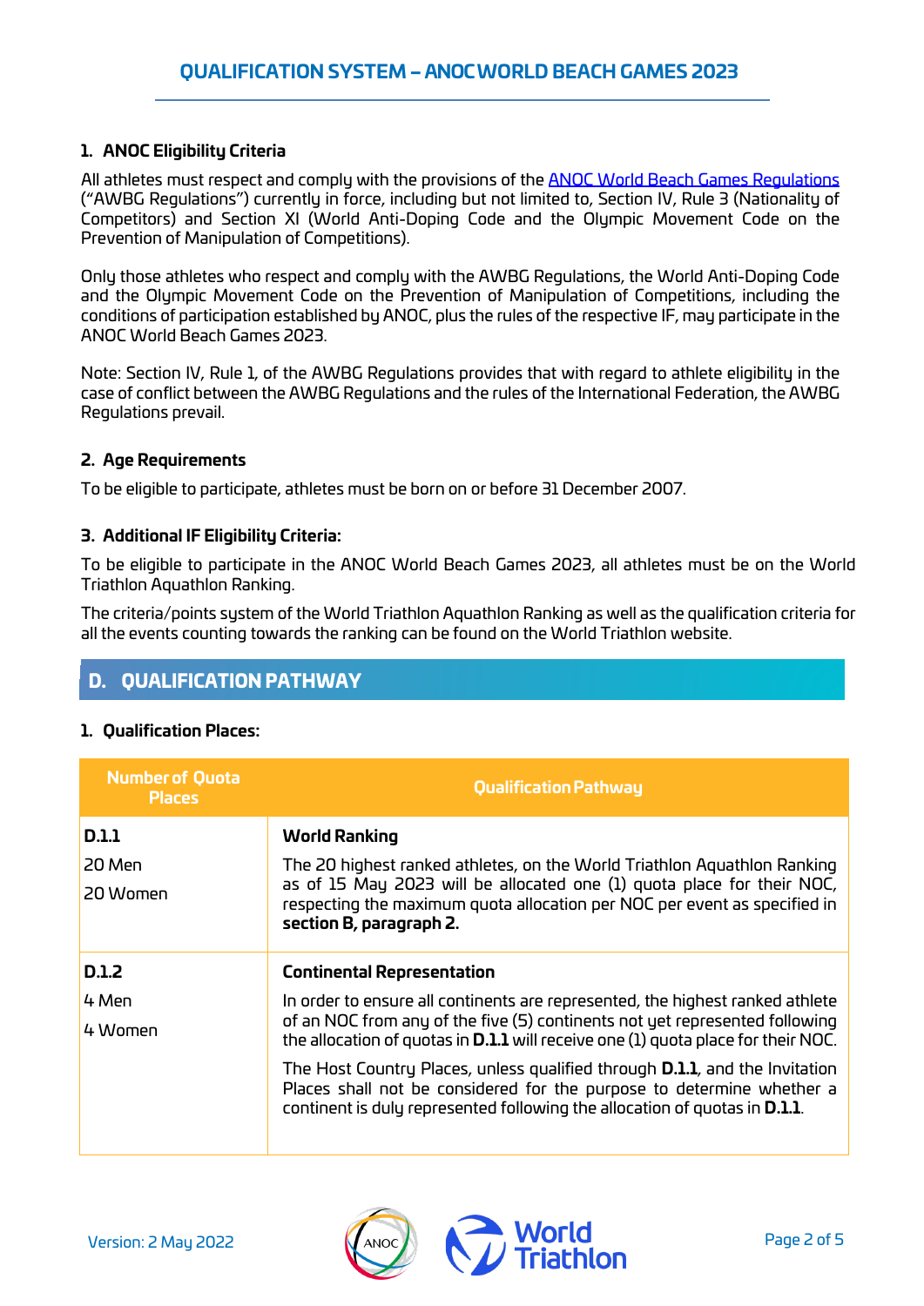### 1. ANOC Eligibility Criteria

All athletes must respect and comply with the provisions of the [ANOC World Beach Games Regulations](#) ("AWBG Regulations") currently in force, including but not limited to, Section IV, Rule 3 (Nationality of Competitors) and Section XI (World Anti-Doping Code and the Olympic Movement Code on the Prevention of Manipulation of Competitions).

Only those athletes who respect and comply with the AWBG Regulations, the World Anti-Doping Code and the Olympic Movement Code on the Prevention of Manipulation of Competitions, including the conditions of participation established by ANOC, plus the rules of the respective IF, may participate in the ANOC World Beach Games 2023.

Note: Section IV, Rule 1, of the AWBG Regulations provides that with regard to athlete eligibility in the case of conflict between the AWBG Regulations and the rules of the International Federation, the AWBG Regulations prevail.

### 2. Age Requirements

To be eligible to participate, athletes must be born on or before 31 December 2007.

### 3. Additional IF Eligibility Criteria:

To be eligible to participate in the ANOC World Beach Games 2023, all athletes must be on the World Triathlon Aquathlon Ranking.

The criteria/points system of the World Triathlon Aquathlon Ranking as well as the qualification criteria for all the events counting towards the ranking can be found on the World Triathlon website.

## D. QUALIFICATION PATHWAY

### 1. Qualification Places:

| Number of Quota Places | Qualification Pathway |
|---|---|
| **D.1.1**<br>20 Men<br>20 Women | **World Ranking**<br>The 20 highest ranked athletes, on the World Triathlon Aquathlon Ranking as of 15 May 2023 will be allocated one (1) quota place for their NOC, respecting the maximum quota allocation per NOC per event as specified in **section B, paragraph 2.** |
| **D.1.2**<br>4 Men<br>4 Women | **Continental Representation**<br>In order to ensure all continents are represented, the highest ranked athlete of an NOC from any of the five (5) continents not yet represented following the allocation of quotas in **D.1.1** will receive one (1) quota place for their NOC.<br>The Host Country Places, unless qualified through **D.1.1**, and the Invitation Places shall not be considered for the purpose to determine whether a continent is duly represented following the allocation of quotas in **D.1.1**. |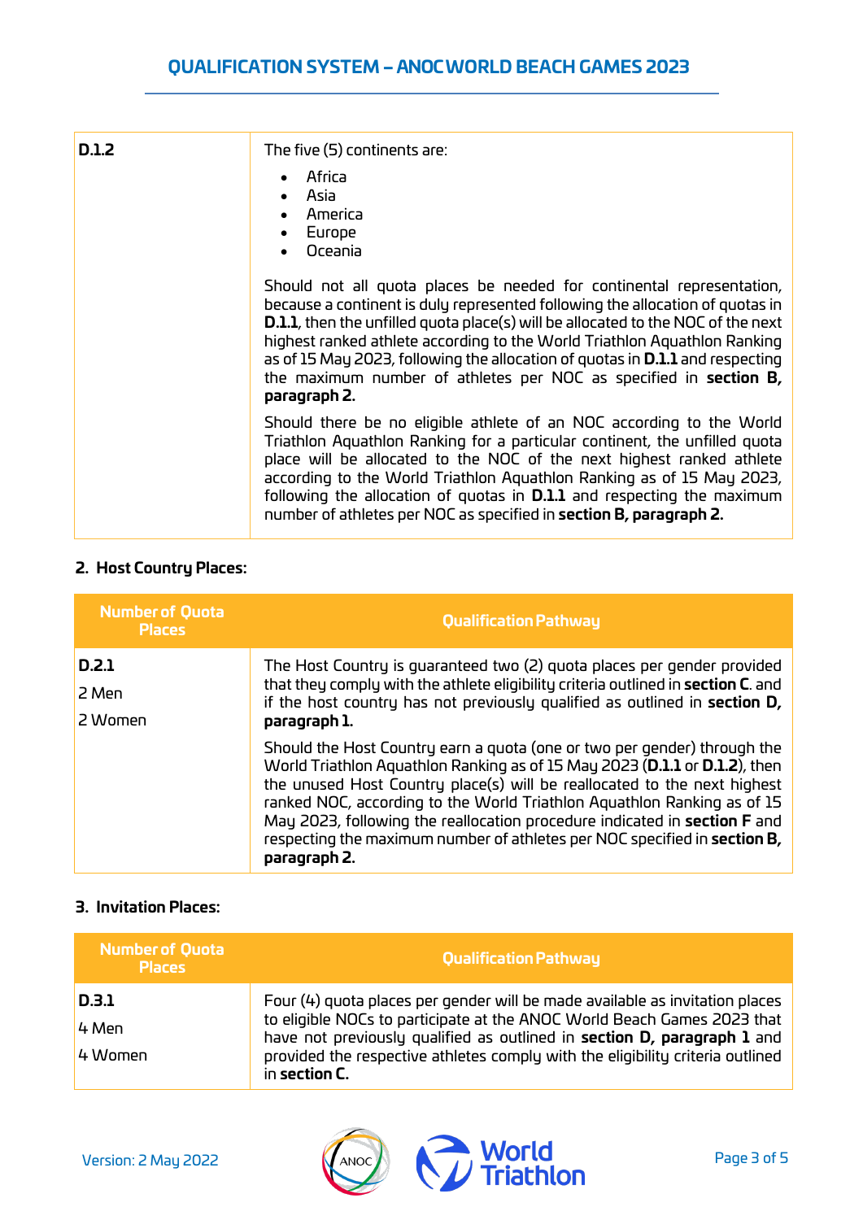| | |
|---|---|
| **D.1.2** | The five (5) continents are:<br>• Africa<br>• Asia<br>• America<br>• Europe<br>• Oceania<br><br>Should not all quota places be needed for continental representation, because a continent is duly represented following the allocation of quotas in **D.1.1**, then the unfilled quota place(s) will be allocated to the NOC of the next highest ranked athlete according to the World Triathlon Aquathlon Ranking as of 15 May 2023, following the allocation of quotas in **D.1.1** and respecting the maximum number of athletes per NOC as specified in **section B, paragraph 2.**<br><br>Should there be no eligible athlete of an NOC according to the World Triathlon Aquathlon Ranking for a particular continent, the unfilled quota place will be allocated to the NOC of the next highest ranked athlete according to the World Triathlon Aquathlon Ranking as of 15 May 2023, following the allocation of quotas in **D.1.1** and respecting the maximum number of athletes per NOC as specified in **section B, paragraph 2.** |

## 2. Host Country Places:

| Number of Quota Places | Qualification Pathway |
|---|---|
| **D.2.1**<br>2 Men<br>2 Women | The Host Country is guaranteed two (2) quota places per gender provided that they comply with the athlete eligibility criteria outlined in **section C**. and if the host country has not previously qualified as outlined in **section D, paragraph 1.**<br><br>Should the Host Country earn a quota (one or two per gender) through the World Triathlon Aquathlon Ranking as of 15 May 2023 (**D.1.1** or **D.1.2**), then the unused Host Country place(s) will be reallocated to the next highest ranked NOC, according to the World Triathlon Aquathlon Ranking as of 15 May 2023, following the reallocation procedure indicated in **section F** and respecting the maximum number of athletes per NOC specified in **section B, paragraph 2.** |

## 3. Invitation Places:

| Number of Quota Places | Qualification Pathway |
|---|---|
| **D.3.1**<br>4 Men<br>4 Women | Four (4) quota places per gender will be made available as invitation places to eligible NOCs to participate at the ANOC World Beach Games 2023 that have not previously qualified as outlined in **section D, paragraph 1** and provided the respective athletes comply with the eligibility criteria outlined in **section C.** |

Version: 2 May 2022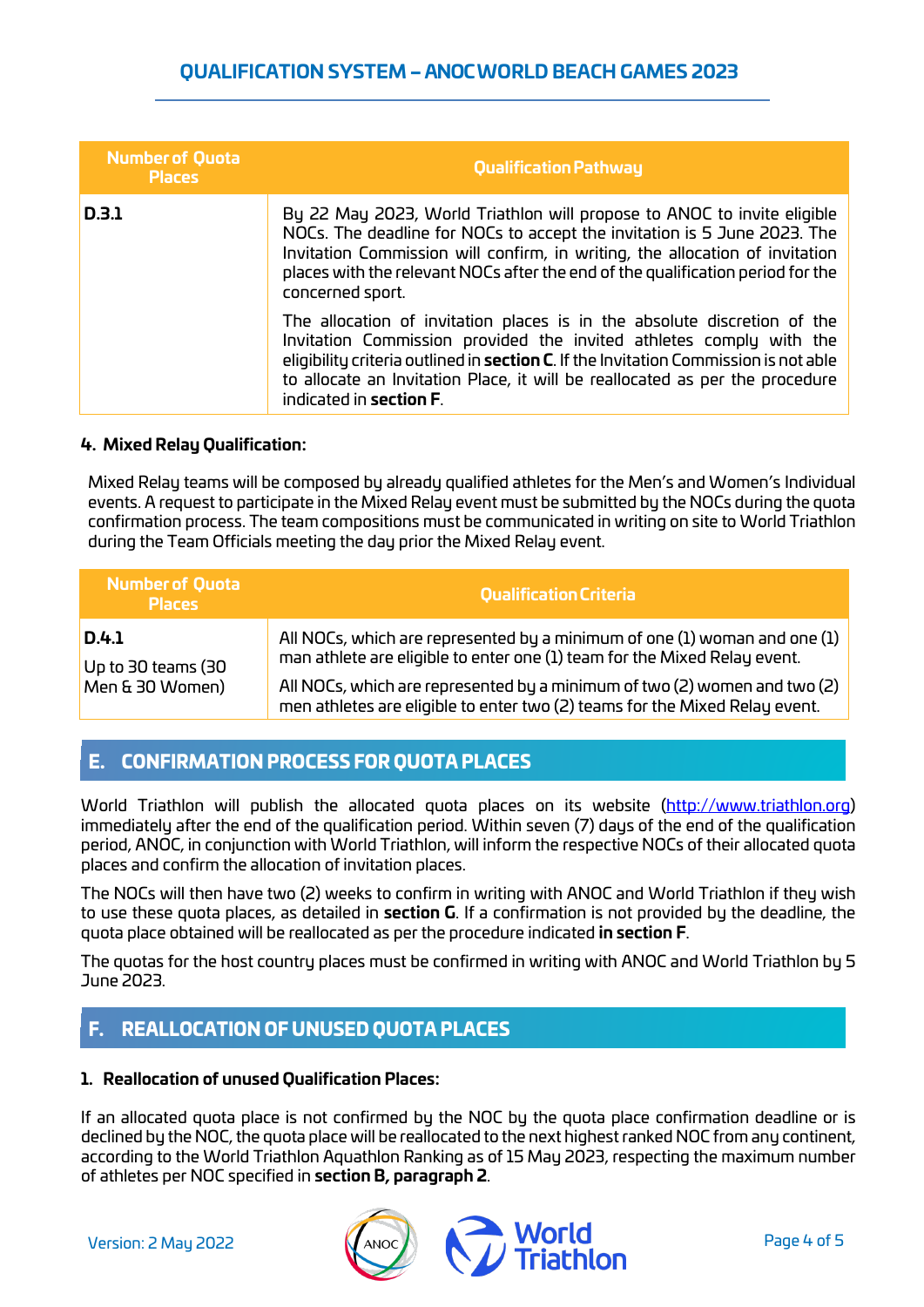| Number of Quota Places | Qualification Pathway |
|---|---|
| **D.3.1** | By 22 May 2023, World Triathlon will propose to ANOC to invite eligible NOCs. The deadline for NOCs to accept the invitation is 5 June 2023. The Invitation Commission will confirm, in writing, the allocation of invitation places with the relevant NOCs after the end of the qualification period for the concerned sport.<br><br>The allocation of invitation places is in the absolute discretion of the Invitation Commission provided the invited athletes comply with the eligibility criteria outlined in **section C**. If the Invitation Commission is not able to allocate an Invitation Place, it will be reallocated as per the procedure indicated in **section F**. |

### 4. Mixed Relay Qualification:

Mixed Relay teams will be composed by already qualified athletes for the Men's and Women's Individual events. A request to participate in the Mixed Relay event must be submitted by the NOCs during the quota confirmation process. The team compositions must be communicated in writing on site to World Triathlon during the Team Officials meeting the day prior the Mixed Relay event.

| Number of Quota Places | Qualification Criteria |
|---|---|
| **D.4.1**<br><br>Up to 30 teams (30 Men & 30 Women) | All NOCs, which are represented by a minimum of one (1) woman and one (1) man athlete are eligible to enter one (1) team for the Mixed Relay event.<br><br>All NOCs, which are represented by a minimum of two (2) women and two (2) men athletes are eligible to enter two (2) teams for the Mixed Relay event. |

## E. CONFIRMATION PROCESS FOR QUOTA PLACES

World Triathlon will publish the allocated quota places on its website (http://www.triathlon.org) immediately after the end of the qualification period. Within seven (7) days of the end of the qualification period, ANOC, in conjunction with World Triathlon, will inform the respective NOCs of their allocated quota places and confirm the allocation of invitation places.

The NOCs will then have two (2) weeks to confirm in writing with ANOC and World Triathlon if they wish to use these quota places, as detailed in **section G**. If a confirmation is not provided by the deadline, the quota place obtained will be reallocated as per the procedure indicated **in section F**.

The quotas for the host country places must be confirmed in writing with ANOC and World Triathlon by 5 June 2023.

## F. REALLOCATION OF UNUSED QUOTA PLACES

### 1. Reallocation of unused Qualification Places:

If an allocated quota place is not confirmed by the NOC by the quota place confirmation deadline or is declined by the NOC, the quota place will be reallocated to the next highest ranked NOC from any continent, according to the World Triathlon Aquathlon Ranking as of 15 May 2023, respecting the maximum number of athletes per NOC specified in **section B, paragraph 2**.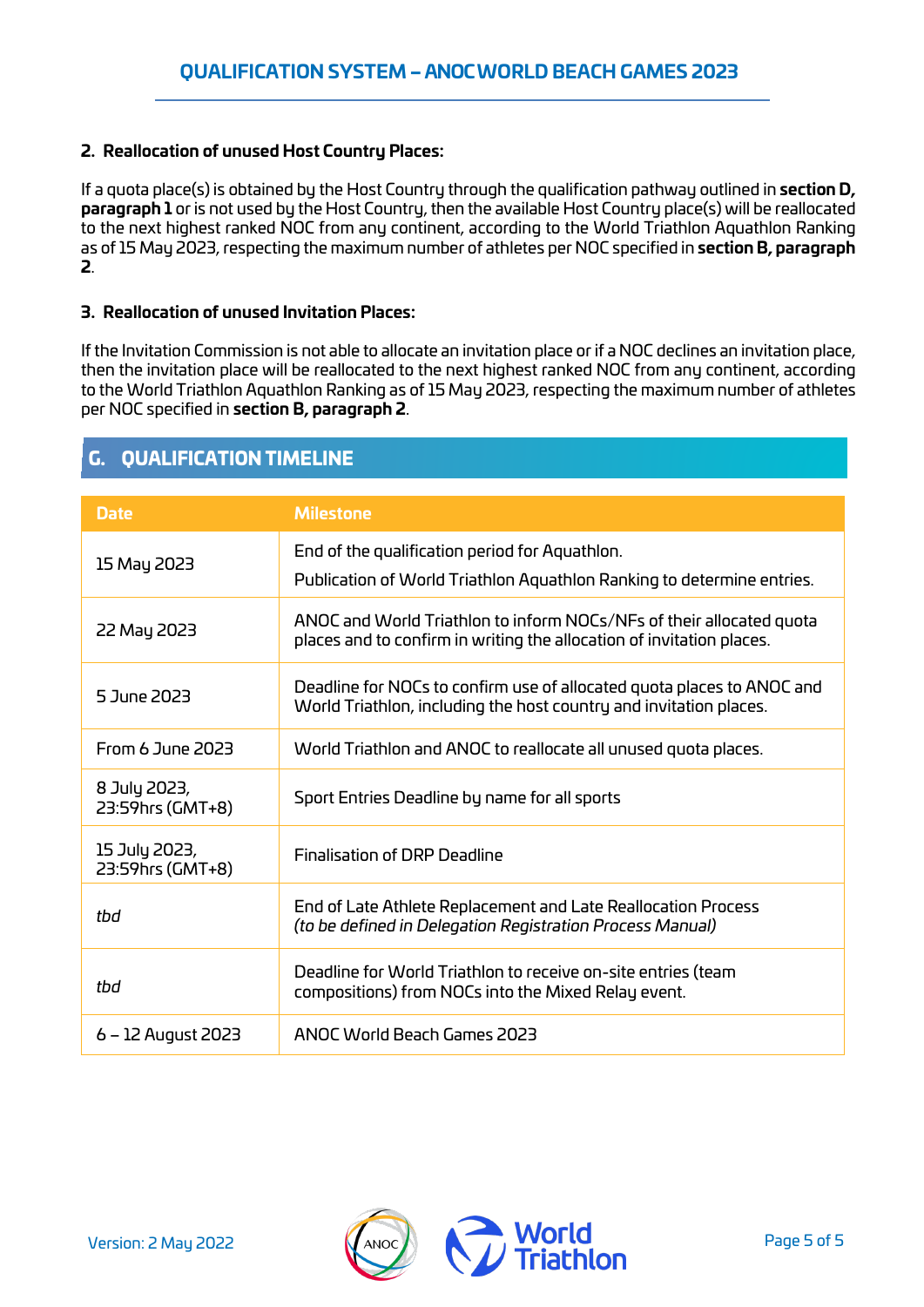### 2. Reallocation of unused Host Country Places:

If a quota place(s) is obtained by the Host Country through the qualification pathway outlined in **section D, paragraph 1** or is not used by the Host Country, then the available Host Country place(s) will be reallocated to the next highest ranked NOC from any continent, according to the World Triathlon Aquathlon Ranking as of 15 May 2023, respecting the maximum number of athletes per NOC specified in **section B, paragraph 2**.

### 3. Reallocation of unused Invitation Places:

If the Invitation Commission is not able to allocate an invitation place or if a NOC declines an invitation place, then the invitation place will be reallocated to the next highest ranked NOC from any continent, according to the World Triathlon Aquathlon Ranking as of 15 May 2023, respecting the maximum number of athletes per NOC specified in **section B, paragraph 2**.

## G. QUALIFICATION TIMELINE

| Date | Milestone |
|---|---|
| 15 May 2023 | End of the qualification period for Aquathlon. Publication of World Triathlon Aquathlon Ranking to determine entries. |
| 22 May 2023 | ANOC and World Triathlon to inform NOCs/NFs of their allocated quota places and to confirm in writing the allocation of invitation places. |
| 5 June 2023 | Deadline for NOCs to confirm use of allocated quota places to ANOC and World Triathlon, including the host country and invitation places. |
| From 6 June 2023 | World Triathlon and ANOC to reallocate all unused quota places. |
| 8 July 2023, 23:59hrs (GMT+8) | Sport Entries Deadline by name for all sports |
| 15 July 2023, 23:59hrs (GMT+8) | Finalisation of DRP Deadline |
| *tbd* | End of Late Athlete Replacement and Late Reallocation Process *(to be defined in Delegation Registration Process Manual)* |
| *tbd* | Deadline for World Triathlon to receive on-site entries (team compositions) from NOCs into the Mixed Relay event. |
| 6 – 12 August 2023 | ANOC World Beach Games 2023 |

Version: 2 May 2022